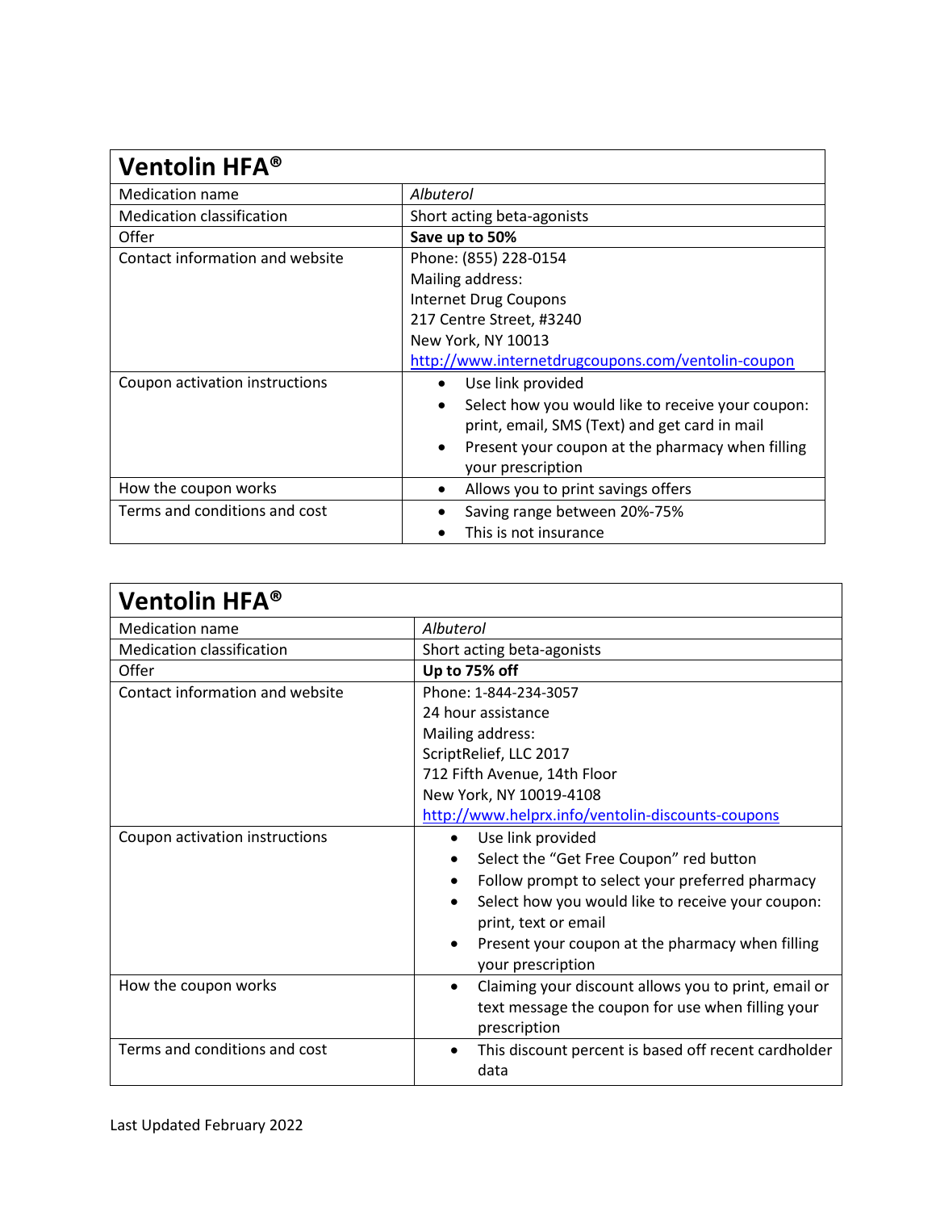| Ventolin HFA® | |
|---|---|
| Medication name | *Albuterol* |
| Medication classification | Short acting beta-agonists |
| Offer | **Save up to 50%** |
| Contact information and website | Phone: (855) 228-0154<br>Mailing address:<br>Internet Drug Coupons<br>217 Centre Street, #3240<br>New York, NY 10013<br>http://www.internetdrugcoupons.com/ventolin-coupon |
| Coupon activation instructions | • Use link provided<br>• Select how you would like to receive your coupon: print, email, SMS (Text) and get card in mail<br>• Present your coupon at the pharmacy when filling your prescription |
| How the coupon works | • Allows you to print savings offers |
| Terms and conditions and cost | • Saving range between 20%-75%<br>• This is not insurance |

| Ventolin HFA® | |
|---|---|
| Medication name | *Albuterol* |
| Medication classification | Short acting beta-agonists |
| Offer | **Up to 75% off** |
| Contact information and website | Phone: 1-844-234-3057<br>24 hour assistance<br>Mailing address:<br>ScriptRelief, LLC 2017<br>712 Fifth Avenue, 14th Floor<br>New York, NY 10019-4108<br>http://www.helprx.info/ventolin-discounts-coupons |
| Coupon activation instructions | • Use link provided<br>• Select the "Get Free Coupon" red button<br>• Follow prompt to select your preferred pharmacy<br>• Select how you would like to receive your coupon: print, text or email<br>• Present your coupon at the pharmacy when filling your prescription |
| How the coupon works | • Claiming your discount allows you to print, email or text message the coupon for use when filling your prescription |
| Terms and conditions and cost | • This discount percent is based off recent cardholder data |

Last Updated February 2022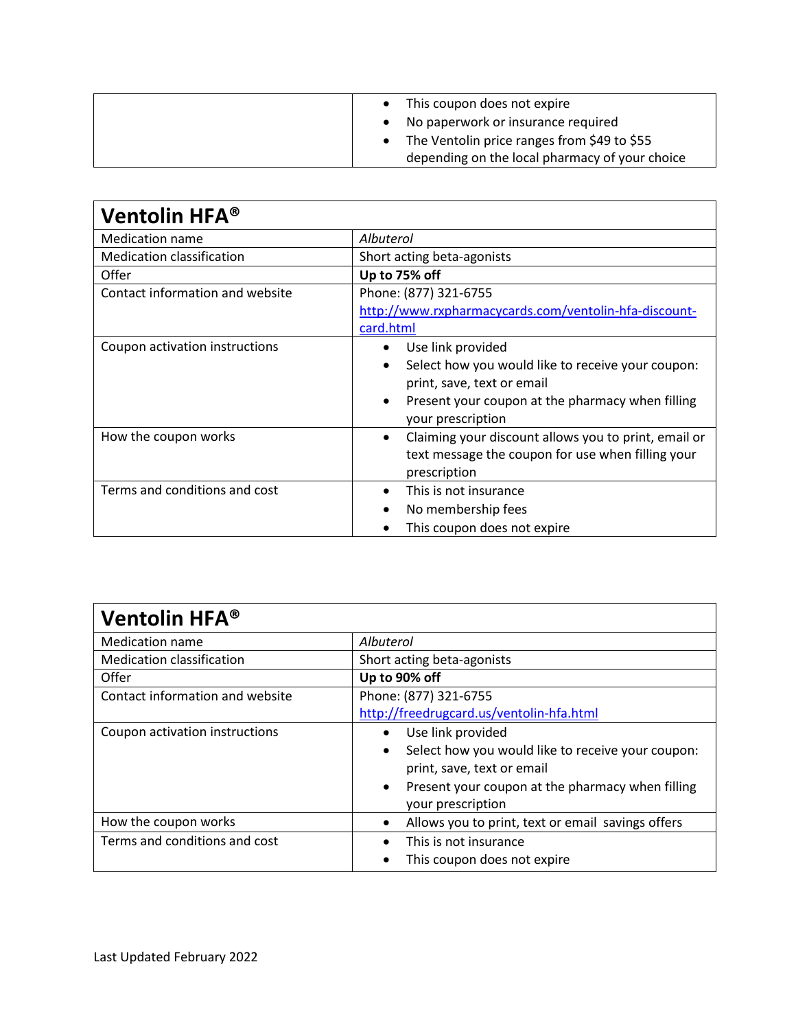| | |
|---|---|
| | • This coupon does not expire<br>• No paperwork or insurance required<br>• The Ventolin price ranges from $49 to $55 depending on the local pharmacy of your choice |

| **Ventolin HFA®** | |
|---|---|
| Medication name | *Albuterol* |
| Medication classification | Short acting beta-agonists |
| Offer | **Up to 75% off** |
| Contact information and website | Phone: (877) 321-6755<br>http://www.rxpharmacycards.com/ventolin-hfa-discount-card.html |
| Coupon activation instructions | • Use link provided<br>• Select how you would like to receive your coupon: print, save, text or email<br>• Present your coupon at the pharmacy when filling your prescription |
| How the coupon works | • Claiming your discount allows you to print, email or text message the coupon for use when filling your prescription |
| Terms and conditions and cost | • This is not insurance<br>• No membership fees<br>• This coupon does not expire |

| **Ventolin HFA®** | |
|---|---|
| Medication name | *Albuterol* |
| Medication classification | Short acting beta-agonists |
| Offer | **Up to 90% off** |
| Contact information and website | Phone: (877) 321-6755<br>http://freedrugcard.us/ventolin-hfa.html |
| Coupon activation instructions | • Use link provided<br>• Select how you would like to receive your coupon: print, save, text or email<br>• Present your coupon at the pharmacy when filling your prescription |
| How the coupon works | • Allows you to print, text or email savings offers |
| Terms and conditions and cost | • This is not insurance<br>• This coupon does not expire |

Last Updated February 2022